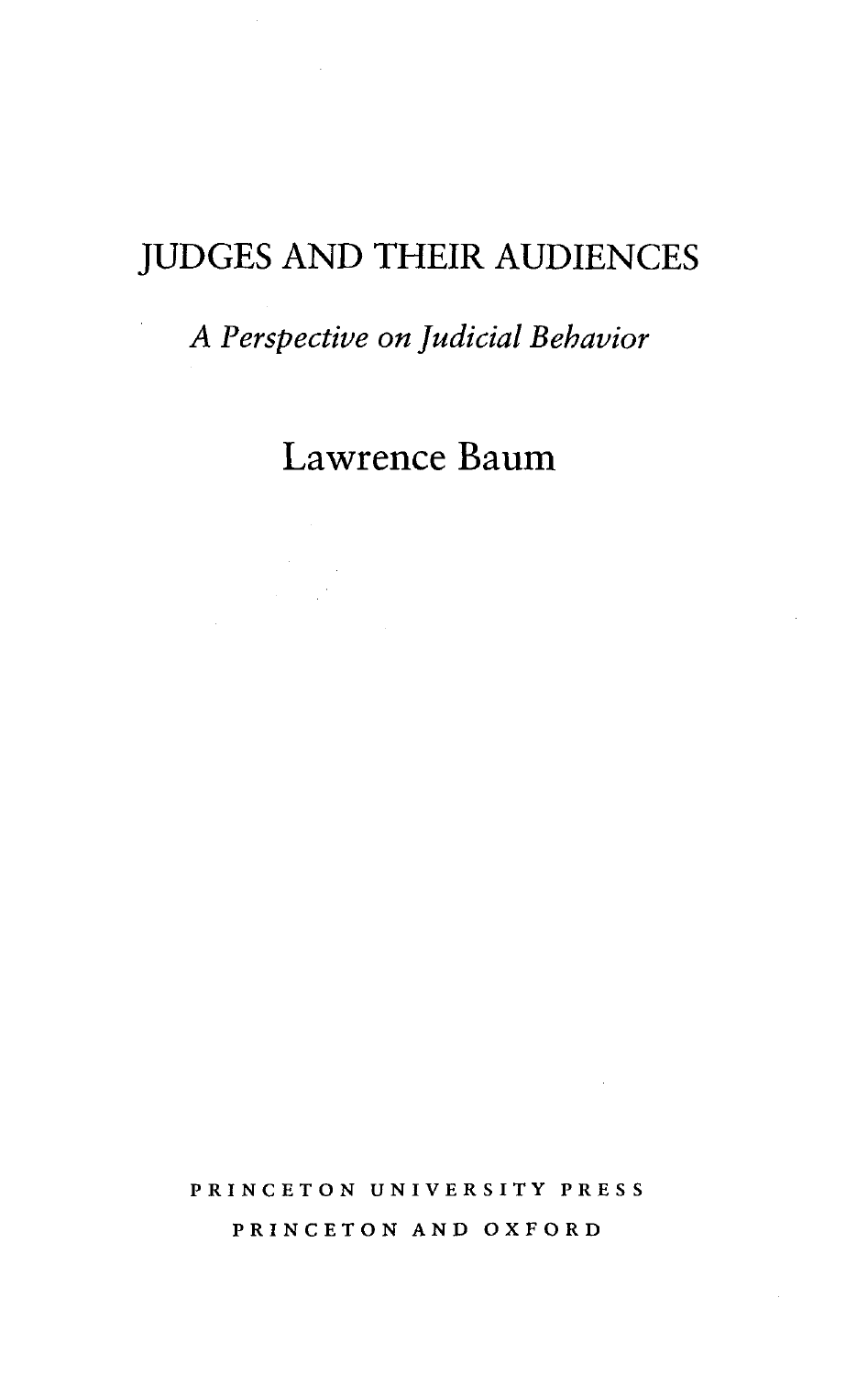# JUDGES AND THEIR AUDIENCES

*A Perspective on Judicial Behavior*

Lawrence Baum

PRINCETON UNIVERSITY PRESS

PRINCETON AND OXFORD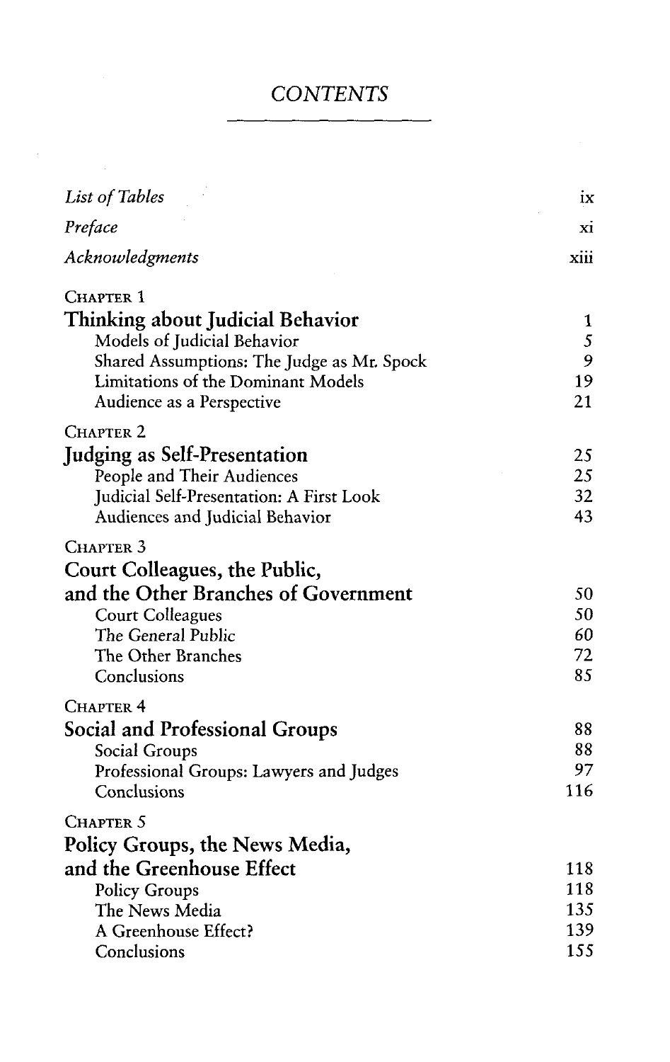# CONTENTS

| | |
|---|---|
| *List of Tables* | ix |
| *Preface* | xi |
| *Acknowledgments* | xiii |
| CHAPTER 1 | |
| **Thinking about Judicial Behavior** | 1 |
| Models of Judicial Behavior | 5 |
| Shared Assumptions: The Judge as Mr. Spock | 9 |
| Limitations of the Dominant Models | 19 |
| Audience as a Perspective | 21 |
| CHAPTER 2 | |
| **Judging as Self-Presentation** | 25 |
| People and Their Audiences | 25 |
| Judicial Self-Presentation: A First Look | 32 |
| Audiences and Judicial Behavior | 43 |
| CHAPTER 3 | |
| **Court Colleagues, the Public, and the Other Branches of Government** | 50 |
| Court Colleagues | 50 |
| The General Public | 60 |
| The Other Branches | 72 |
| Conclusions | 85 |
| CHAPTER 4 | |
| **Social and Professional Groups** | 88 |
| Social Groups | 88 |
| Professional Groups: Lawyers and Judges | 97 |
| Conclusions | 116 |
| CHAPTER 5 | |
| **Policy Groups, the News Media, and the Greenhouse Effect** | 118 |
| Policy Groups | 118 |
| The News Media | 135 |
| A Greenhouse Effect? | 139 |
| Conclusions | 155 |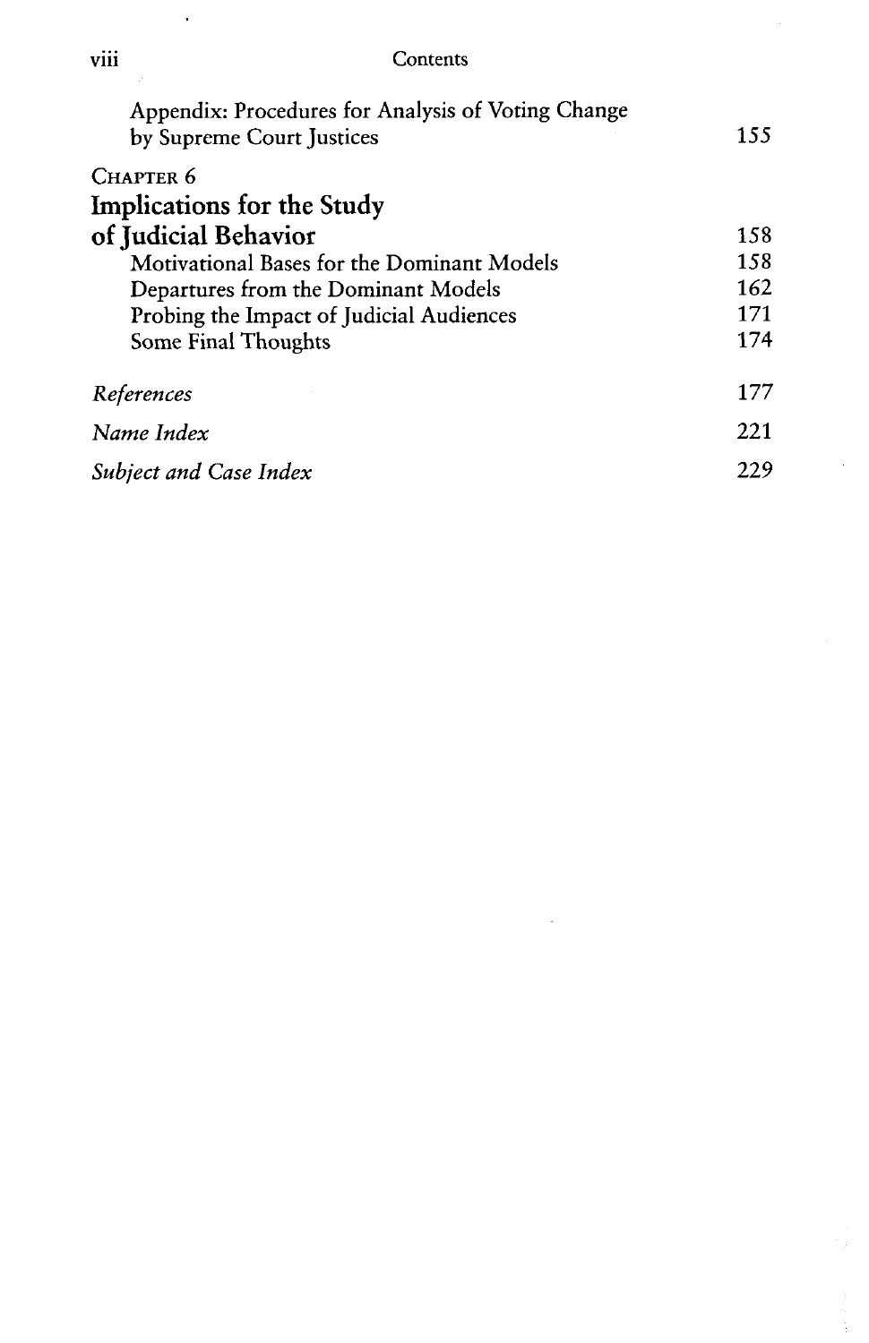Appendix: Procedures for Analysis of Voting Change by Supreme Court Justices 155

Chapter 6

## Implications for the Study of Judicial Behavior 158

Motivational Bases for the Dominant Models 158

Departures from the Dominant Models 162

Probing the Impact of Judicial Audiences 171

Some Final Thoughts 174

*References* 177

*Name Index* 221

*Subject and Case Index* 229